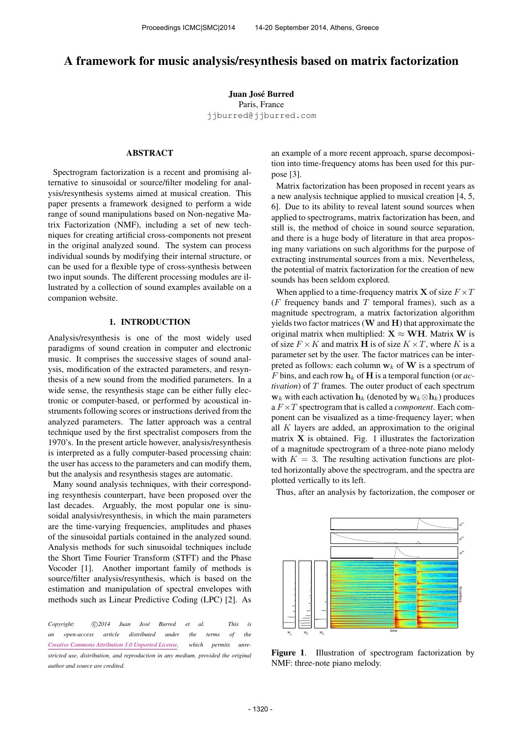# A framework for music analysis/resynthesis based on matrix factorization

**Juan José Burred**
Paris, France
jjburred@jjburred.com

## ABSTRACT

Spectrogram factorization is a recent and promising alternative to sinusoidal or source/filter modeling for analysis/resynthesis systems aimed at musical creation. This paper presents a framework designed to perform a wide range of sound manipulations based on Non-negative Matrix Factorization (NMF), including a set of new techniques for creating artificial cross-components not present in the original analyzed sound. The system can process individual sounds by modifying their internal structure, or can be used for a flexible type of cross-synthesis between two input sounds. The different processing modules are illustrated by a collection of sound examples available on a companion website.

## 1. INTRODUCTION

Analysis/resynthesis is one of the most widely used paradigms of sound creation in computer and electronic music. It comprises the successive stages of sound analysis, modification of the extracted parameters, and resynthesis of a new sound from the modified parameters. In a wide sense, the resynthesis stage can be either fully electronic or computer-based, or performed by acoustical instruments following scores or instructions derived from the analyzed parameters. The latter approach was a central technique used by the first spectralist composers from the 1970's. In the present article however, analysis/resynthesis is interpreted as a fully computer-based processing chain: the user has access to the parameters and can modify them, but the analysis and resynthesis stages are automatic.

Many sound analysis techniques, with their corresponding resynthesis counterpart, have been proposed over the last decades. Arguably, the most popular one is sinusoidal analysis/resynthesis, in which the main parameters are the time-varying frequencies, amplitudes and phases of the sinusoidal partials contained in the analyzed sound. Analysis methods for such sinusoidal techniques include the Short Time Fourier Transform (STFT) and the Phase Vocoder [1]. Another important family of methods is source/filter analysis/resynthesis, which is based on the estimation and manipulation of spectral envelopes with methods such as Linear Predictive Coding (LPC) [2]. As an example of a more recent approach, sparse decomposition into time-frequency atoms has been used for this purpose [3].

Matrix factorization has been proposed in recent years as a new analysis technique applied to musical creation [4, 5, 6]. Due to its ability to reveal latent sound sources when applied to spectrograms, matrix factorization has been, and still is, the method of choice in sound source separation, and there is a huge body of literature in that area proposing many variations on such algorithms for the purpose of extracting instrumental sources from a mix. Nevertheless, the potential of matrix factorization for the creation of new sounds has been seldom explored.

When applied to a time-frequency matrix $\mathbf{X}$ of size $F \times T$ ($F$ frequency bands and $T$ temporal frames), such as a magnitude spectrogram, a matrix factorization algorithm yields two factor matrices ($\mathbf{W}$ and $\mathbf{H}$) that approximate the original matrix when multiplied: $\mathbf{X} \approx \mathbf{WH}$. Matrix $\mathbf{W}$ is of size $F \times K$ and matrix $\mathbf{H}$ is of size $K \times T$, where $K$ is a parameter set by the user. The factor matrices can be interpreted as follows: each column $\mathbf{w}_k$ of $\mathbf{W}$ is a spectrum of $F$ bins, and each row $\mathbf{h}_k$ of $\mathbf{H}$ is a temporal function (or *activation*) of $T$ frames. The outer product of each spectrum $\mathbf{w}_k$ with each activation $\mathbf{h}_k$ (denoted by $\mathbf{w}_k \otimes \mathbf{h}_k$) produces a $F \times T$ spectrogram that is called a *component*. Each component can be visualized as a time-frequency layer; when all $K$ layers are added, an approximation to the original matrix $\mathbf{X}$ is obtained. Fig. 1 illustrates the factorization of a magnitude spectrogram of a three-note piano melody with $K = 3$. The resulting activation functions are plotted horizontally above the spectrogram, and the spectra are plotted vertically to its left.

Thus, after an analysis by factorization, the composer or

**Figure 1**. Illustration of spectrogram factorization by NMF: three-note piano melody.

*Copyright: ©2014 Juan José Burred et al. This is an open-access article distributed under the terms of the Creative Commons Attribution 3.0 Unported License, which permits unrestricted use, distribution, and reproduction in any medium, provided the original author and source are credited.*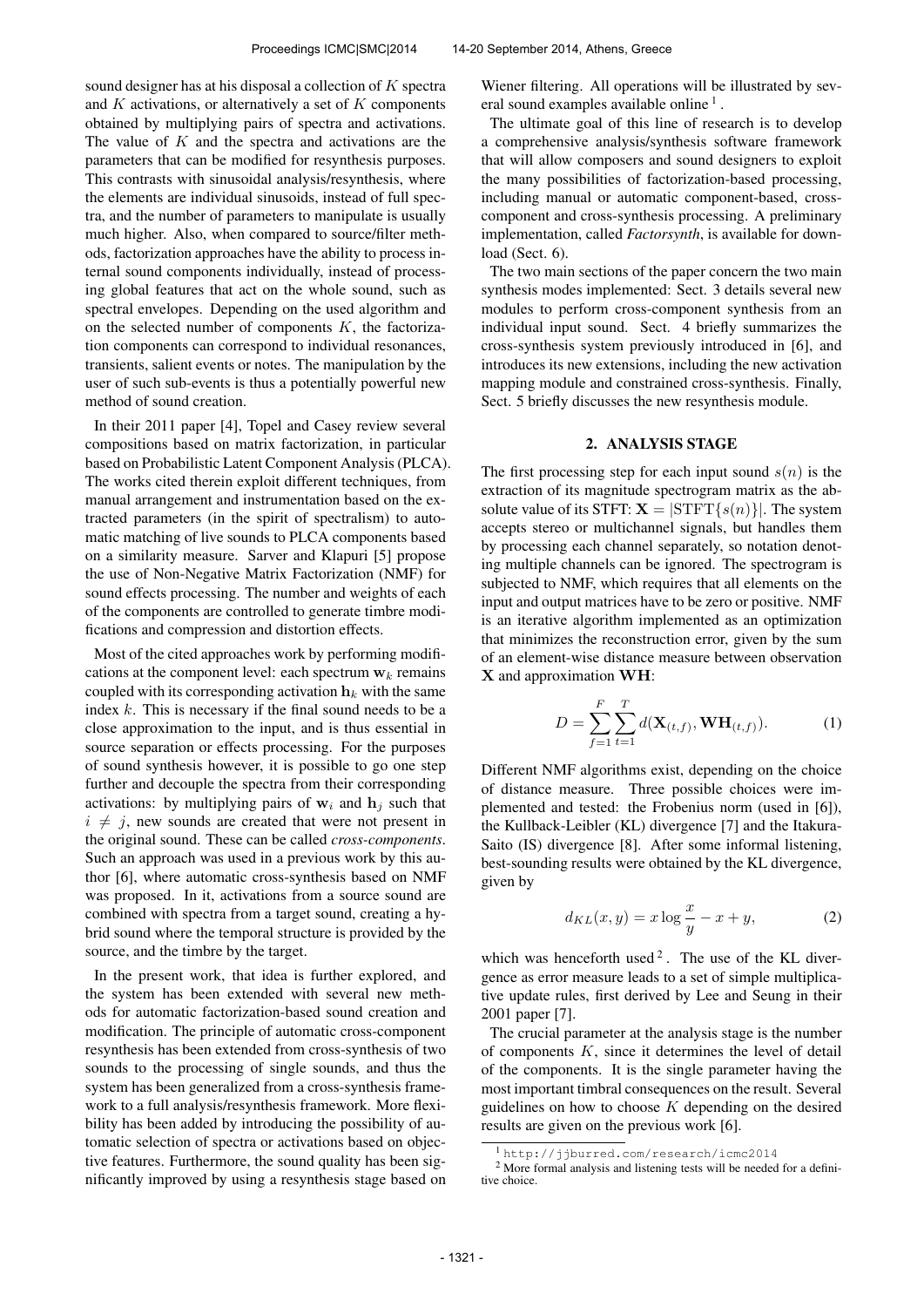sound designer has at his disposal a collection of $K$ spectra and $K$ activations, or alternatively a set of $K$ components obtained by multiplying pairs of spectra and activations. The value of $K$ and the spectra and activations are the parameters that can be modified for resynthesis purposes. This contrasts with sinusoidal analysis/resynthesis, where the elements are individual sinusoids, instead of full spectra, and the number of parameters to manipulate is usually much higher. Also, when compared to source/filter methods, factorization approaches have the ability to process internal sound components individually, instead of processing global features that act on the whole sound, such as spectral envelopes. Depending on the used algorithm and on the selected number of components $K$, the factorization components can correspond to individual resonances, transients, salient events or notes. The manipulation by the user of such sub-events is thus a potentially powerful new method of sound creation.

In their 2011 paper [4], Topel and Casey review several compositions based on matrix factorization, in particular based on Probabilistic Latent Component Analysis (PLCA). The works cited therein exploit different techniques, from manual arrangement and instrumentation based on the extracted parameters (in the spirit of spectralism) to automatic matching of live sounds to PLCA components based on a similarity measure. Sarver and Klapuri [5] propose the use of Non-Negative Matrix Factorization (NMF) for sound effects processing. The number and weights of each of the components are controlled to generate timbre modifications and compression and distortion effects.

Most of the cited approaches work by performing modifications at the component level: each spectrum $\mathbf{w}_k$ remains coupled with its corresponding activation $\mathbf{h}_k$ with the same index $k$. This is necessary if the final sound needs to be a close approximation to the input, and is thus essential in source separation or effects processing. For the purposes of sound synthesis however, it is possible to go one step further and decouple the spectra from their corresponding activations: by multiplying pairs of $\mathbf{w}_i$ and $\mathbf{h}_j$ such that $i \neq j$, new sounds are created that were not present in the original sound. These can be called *cross-components*. Such an approach was used in a previous work by this author [6], where automatic cross-synthesis based on NMF was proposed. In it, activations from a source sound are combined with spectra from a target sound, creating a hybrid sound where the temporal structure is provided by the source, and the timbre by the target.

In the present work, that idea is further explored, and the system has been extended with several new methods for automatic factorization-based sound creation and modification. The principle of automatic cross-component resynthesis has been extended from cross-synthesis of two sounds to the processing of single sounds, and thus the system has been generalized from a cross-synthesis framework to a full analysis/resynthesis framework. More flexibility has been added by introducing the possibility of automatic selection of spectra or activations based on objective features. Furthermore, the sound quality has been significantly improved by using a resynthesis stage based on Wiener filtering. All operations will be illustrated by several sound examples available online [1].

The ultimate goal of this line of research is to develop a comprehensive analysis/synthesis software framework that will allow composers and sound designers to exploit the many possibilities of factorization-based processing, including manual or automatic component-based, cross-component and cross-synthesis processing. A preliminary implementation, called *Factorsynth*, is available for download (Sect. 6).

The two main sections of the paper concern the two main synthesis modes implemented: Sect. 3 details several new modules to perform cross-component synthesis from an individual input sound. Sect. 4 briefly summarizes the cross-synthesis system previously introduced in [6], and introduces its new extensions, including the new activation mapping module and constrained cross-synthesis. Finally, Sect. 5 briefly discusses the new resynthesis module.

## 2. ANALYSIS STAGE

The first processing step for each input sound $s(n)$ is the extraction of its magnitude spectrogram matrix as the absolute value of its STFT: $\mathbf{X} = |\mathrm{STFT}\{s(n)\}|$. The system accepts stereo or multichannel signals, but handles them by processing each channel separately, so notation denoting multiple channels can be ignored. The spectrogram is subjected to NMF, which requires that all elements on the input and output matrices have to be zero or positive. NMF is an iterative algorithm implemented as an optimization that minimizes the reconstruction error, given by the sum of an element-wise distance measure between observation $\mathbf{X}$ and approximation $\mathbf{WH}$:

$$D = \sum_{f=1}^{F} \sum_{t=1}^{T} d(\mathbf{X}_{(t,f)}, \mathbf{WH}_{(t,f)}). \tag{1}$$

Different NMF algorithms exist, depending on the choice of distance measure. Three possible choices were implemented and tested: the Frobenius norm (used in [6]), the Kullback-Leibler (KL) divergence [7] and the Itakura-Saito (IS) divergence [8]. After some informal listening, best-sounding results were obtained by the KL divergence, given by

$$d_{KL}(x, y) = x \log \frac{x}{y} - x + y, \tag{2}$$

which was henceforth used [2]. The use of the KL divergence as error measure leads to a set of simple multiplicative update rules, first derived by Lee and Seung in their 2001 paper [7].

The crucial parameter at the analysis stage is the number of components $K$, since it determines the level of detail of the components. It is the single parameter having the most important timbral consequences on the result. Several guidelines on how to choose $K$ depending on the desired results are given on the previous work [6].

[1] http://jjburred.com/research/icmc2014

[2] More formal analysis and listening tests will be needed for a definitive choice.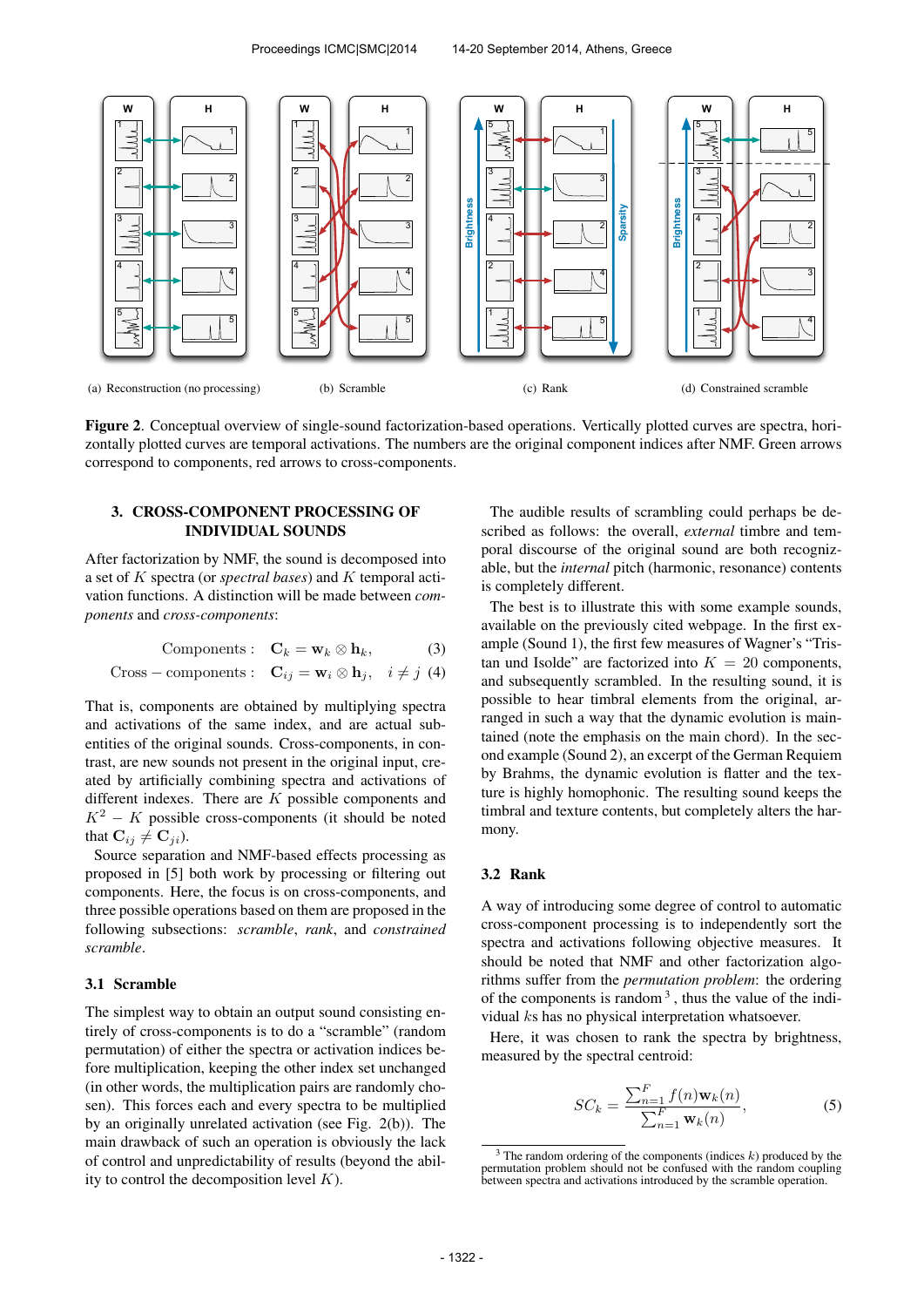(a) Reconstruction (no processing) (b) Scramble (c) Rank (d) Constrained scramble

**Figure 2**. Conceptual overview of single-sound factorization-based operations. Vertically plotted curves are spectra, horizontally plotted curves are temporal activations. The numbers are the original component indices after NMF. Green arrows correspond to components, red arrows to cross-components.

## 3. CROSS-COMPONENT PROCESSING OF INDIVIDUAL SOUNDS

After factorization by NMF, the sound is decomposed into a set of $K$ spectra (or *spectral bases*) and $K$ temporal activation functions. A distinction will be made between *components* and *cross-components*:

$$\text{Components}: \quad \mathbf{C}_k = \mathbf{w}_k \otimes \mathbf{h}_k, \tag{3}$$

$$\text{Cross-components}: \quad \mathbf{C}_{ij} = \mathbf{w}_i \otimes \mathbf{h}_j, \quad i \neq j \tag{4}$$

That is, components are obtained by multiplying spectra and activations of the same index, and are actual subentities of the original sounds. Cross-components, in contrast, are new sounds not present in the original input, created by artificially combining spectra and activations of different indexes. There are $K$ possible components and $K^2 - K$ possible cross-components (it should be noted that $\mathbf{C}_{ij} \neq \mathbf{C}_{ji}$).

Source separation and NMF-based effects processing as proposed in [5] both work by processing or filtering out components. Here, the focus is on cross-components, and three possible operations based on them are proposed in the following subsections: *scramble*, *rank*, and *constrained scramble*.

### 3.1 Scramble

The simplest way to obtain an output sound consisting entirely of cross-components is to do a "scramble" (random permutation) of either the spectra or activation indices before multiplication, keeping the other index set unchanged (in other words, the multiplication pairs are randomly chosen). This forces each and every spectrum to be multiplied by an originally unrelated activation (see Fig. 2(b)). The main drawback of such an operation is obviously the lack of control and unpredictability of results (beyond the ability to control the decomposition level $K$).

The audible results of scrambling could perhaps be described as follows: the overall, *external* timbre and temporal discourse of the original sound are both recognizable, but the *internal* pitch (harmonic, resonance) contents is completely different.

The best is to illustrate this with some example sounds, available on the previously cited webpage. In the first example (Sound 1), the first few measures of Wagner's "Tristan und Isolde" are factorized into $K = 20$ components, and subsequently scrambled. In the resulting sound, it is possible to hear timbral elements from the original, arranged in such a way that the dynamic evolution is maintained (note the emphasis on the main chord). In the second example (Sound 2), an excerpt of the German Requiem by Brahms, the dynamic evolution is flatter and the texture is highly homophonic. The resulting sound keeps the timbral and texture contents, but completely alters the harmony.

### 3.2 Rank

A way of introducing some degree of control to automatic cross-component processing is to independently sort the spectra and activations following objective measures. It should be noted that NMF and other factorization algorithms suffer from the *permutation problem*: the ordering of the components is random [3], thus the value of the individual $k$s has no physical interpretation whatsoever.

Here, it was chosen to rank the spectra by brightness, measured by the spectral centroid:

$$SC_k = \frac{\sum_{n=1}^{F} f(n)\mathbf{w}_k(n)}{\sum_{n=1}^{F} \mathbf{w}_k(n)}, \tag{5}$$

[3] The random ordering of the components (indices $k$) produced by the permutation problem should not be confused with the random coupling between spectra and activations introduced by the scramble operation.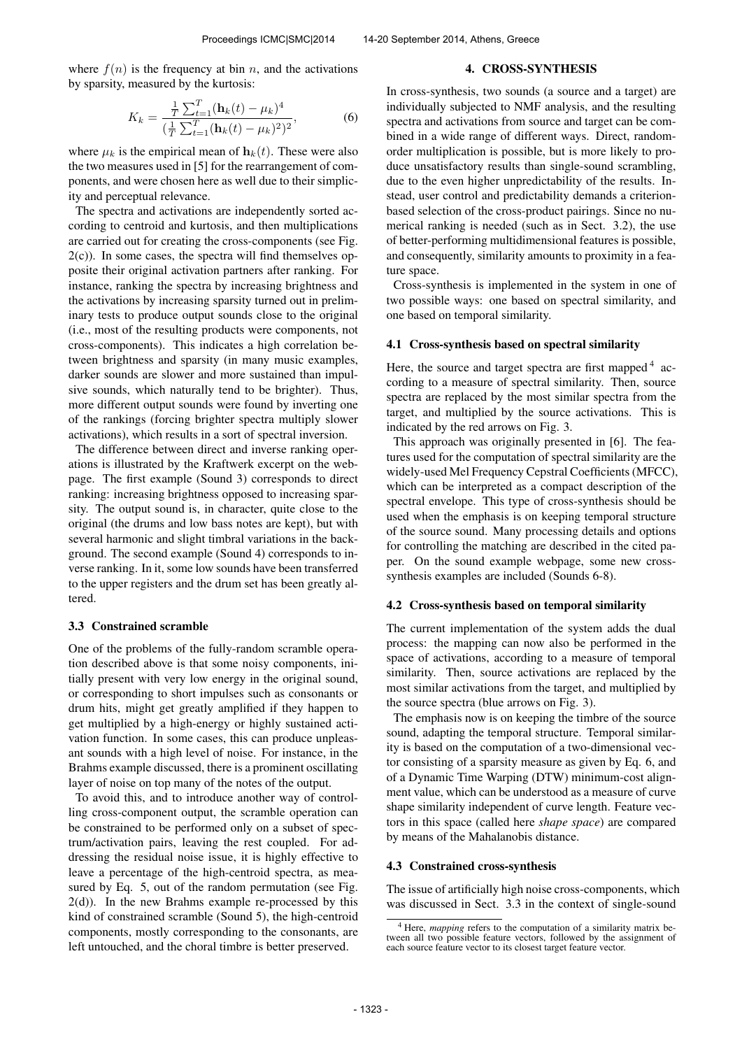where $f(n)$ is the frequency at bin $n$, and the activations by sparsity, measured by the kurtosis:

$$K_k = \frac{\frac{1}{T}\sum_{t=1}^{T}(\mathbf{h}_k(t) - \mu_k)^4}{(\frac{1}{T}\sum_{t=1}^{T}(\mathbf{h}_k(t) - \mu_k)^2)^2}, \tag{6}$$

where $\mu_k$ is the empirical mean of $\mathbf{h}_k(t)$. These were also the two measures used in [5] for the rearrangement of components, and were chosen here as well due to their simplicity and perceptual relevance.

The spectra and activations are independently sorted according to centroid and kurtosis, and then multiplications are carried out for creating the cross-components (see Fig. 2(c)). In some cases, the spectra will find themselves opposite their original activation partners after ranking. For instance, ranking the spectra by increasing brightness and the activations by increasing sparsity turned out in preliminary tests to produce output sounds close to the original (i.e., most of the resulting products were components, not cross-components). This indicates a high correlation between brightness and sparsity (in many music examples, darker sounds are slower and more sustained than impulsive sounds, which naturally tend to be brighter). Thus, more different output sounds were found by inverting one of the rankings (forcing brighter spectra multiply slower activations), which results in a sort of spectral inversion.

The difference between direct and inverse ranking operations is illustrated by the Kraftwerk excerpt on the webpage. The first example (Sound 3) corresponds to direct ranking: increasing brightness opposed to increasing sparsity. The output sound is, in character, quite close to the original (the drums and low bass notes are kept), but with several harmonic and slight timbral variations in the background. The second example (Sound 4) corresponds to inverse ranking. In it, some low sounds have been transferred to the upper registers and the drum set has been greatly altered.

### 3.3 Constrained scramble

One of the problems of the fully-random scramble operation described above is that some noisy components, initially present with very low energy in the original sound, or corresponding to short impulses such as consonants or drum hits, might get greatly amplified if they happen to get multiplied by a high-energy or highly sustained activation function. In some cases, this can produce unpleasant sounds with a high level of noise. For instance, in the Brahms example discussed, there is a prominent oscillating layer of noise on top many of the notes of the output.

To avoid this, and to introduce another way of controlling cross-component output, the scramble operation can be constrained to be performed only on a subset of spectrum/activation pairs, leaving the rest coupled. For addressing the residual noise issue, it is highly effective to leave a percentage of the high-centroid spectra, as measured by Eq. 5, out of the random permutation (see Fig. 2(d)). In the new Brahms example re-processed by this kind of constrained scramble (Sound 5), the high-centroid components, mostly corresponding to the consonants, are left untouched, and the choral timbre is better preserved.

## 4. CROSS-SYNTHESIS

In cross-synthesis, two sounds (a source and a target) are individually subjected to NMF analysis, and the resulting spectra and activations from source and target can be combined in a wide range of different ways. Direct, random-order multiplication is possible, but is more likely to produce unsatisfactory results than single-sound scrambling, due to the even higher unpredictability of the results. Instead, user control and predictability demands a criterion-based selection of the cross-product pairings. Since no numerical ranking is needed (such as in Sect. 3.2), the use of better-performing multidimensional features is possible, and consequently, similarity amounts to proximity in a feature space.

Cross-synthesis is implemented in the system in one of two possible ways: one based on spectral similarity, and one based on temporal similarity.

### 4.1 Cross-synthesis based on spectral similarity

Here, the source and target spectra are first mapped[4] according to a measure of spectral similarity. Then, source spectra are replaced by the most similar spectra from the target, and multiplied by the source activations. This is indicated by the red arrows on Fig. 3.

This approach was originally presented in [6]. The features used for the computation of spectral similarity are the widely-used Mel Frequency Cepstral Coefficients (MFCC), which can be interpreted as a compact description of the spectral envelope. This type of cross-synthesis should be used when the emphasis is on keeping temporal structure of the source sound. Many processing details and options for controlling the matching are described in the cited paper. On the sound example webpage, some new cross-synthesis examples are included (Sounds 6-8).

### 4.2 Cross-synthesis based on temporal similarity

The current implementation of the system adds the dual process: the mapping can now also be performed in the space of activations, according to a measure of temporal similarity. Then, source activations are replaced by the most similar activations from the target, and multiplied by the source spectra (blue arrows on Fig. 3).

The emphasis now is on keeping the timbre of the source sound, adapting the temporal structure. Temporal similarity is based on the computation of a two-dimensional vector consisting of a sparsity measure as given by Eq. 6, and of a Dynamic Time Warping (DTW) minimum-cost alignment value, which can be understood as a measure of curve shape similarity independent of curve length. Feature vectors in this space (called here *shape space*) are compared by means of the Mahalanobis distance.

### 4.3 Constrained cross-synthesis

The issue of artificially high noise cross-components, which was discussed in Sect. 3.3 in the context of single-sound

[4] Here, *mapping* refers to the computation of a similarity matrix between all two possible feature vectors, followed by the assignment of each source feature vector to its closest target feature vector.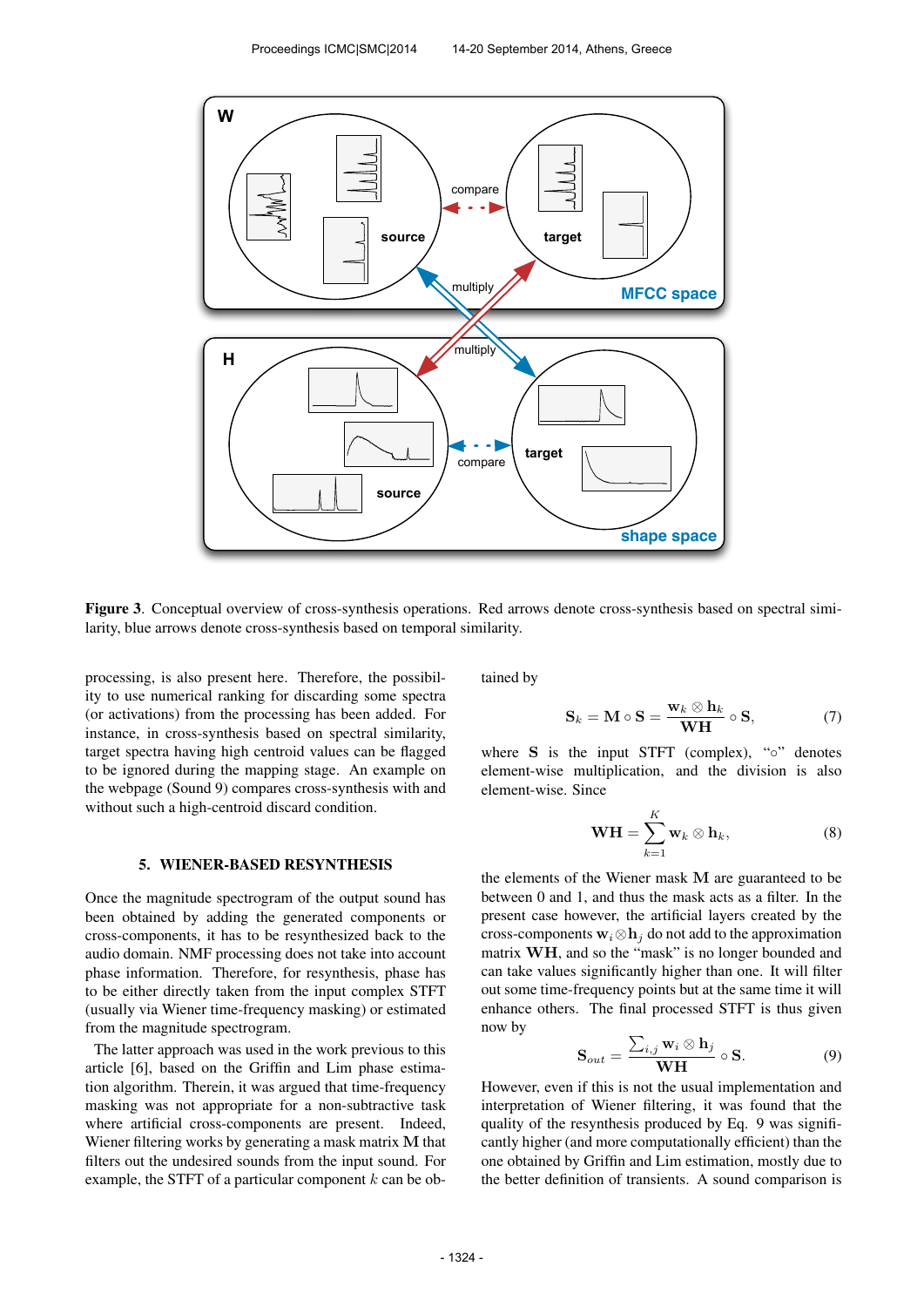**Figure 3**. Conceptual overview of cross-synthesis operations. Red arrows denote cross-synthesis based on spectral similarity, blue arrows denote cross-synthesis based on temporal similarity.

processing, is also present here. Therefore, the possibility to use numerical ranking for discarding some spectra (or activations) from the processing has been added. For instance, in cross-synthesis based on spectral similarity, target spectra having high centroid values can be flagged to be ignored during the mapping stage. An example on the webpage (Sound 9) compares cross-synthesis with and without such a high-centroid discard condition.

## 5. WIENER-BASED RESYNTHESIS

Once the magnitude spectrogram of the output sound has been obtained by adding the generated components or cross-components, it has to be resynthesized back to the audio domain. NMF processing does not take into account phase information. Therefore, for resynthesis, phase has to be either directly taken from the input complex STFT (usually via Wiener time-frequency masking) or estimated from the magnitude spectrogram.

The latter approach was used in the work previous to this article [6], based on the Griffin and Lim phase estimation algorithm. Therein, it was argued that time-frequency masking was not appropriate for a non-subtractive task where artificial cross-components are present. Indeed, Wiener filtering works by generating a mask matrix $\mathbf{M}$ that filters out the undesired sounds from the input sound. For example, the STFT of a particular component $k$ can be obtained by

$$\mathbf{S}_k = \mathbf{M} \circ \mathbf{S} = \frac{\mathbf{w}_k \otimes \mathbf{h}_k}{\mathbf{WH}} \circ \mathbf{S}, \tag{7}$$

where $\mathbf{S}$ is the input STFT (complex), "$\circ$" denotes element-wise multiplication, and the division is also element-wise. Since

$$\mathbf{WH} = \sum_{k=1}^{K} \mathbf{w}_k \otimes \mathbf{h}_k, \tag{8}$$

the elements of the Wiener mask $\mathbf{M}$ are guaranteed to be between 0 and 1, and thus the mask acts as a filter. In the present case however, the artificial layers created by the cross-components $\mathbf{w}_i \otimes \mathbf{h}_j$ do not add to the approximation matrix $\mathbf{WH}$, and so the "mask" is no longer bounded and can take values significantly higher than one. It will filter out some time-frequency points but at the same time it will enhance others. The final processed STFT is thus given now by

$$\mathbf{S}_{out} = \frac{\sum_{i,j} \mathbf{w}_i \otimes \mathbf{h}_j}{\mathbf{WH}} \circ \mathbf{S}. \tag{9}$$

However, even if this is not the usual implementation and interpretation of Wiener filtering, it was found that the quality of the resynthesis produced by Eq. 9 was significantly higher (and more computationally efficient) than the one obtained by Griffin and Lim estimation, mostly due to the better definition of transients. A sound comparison is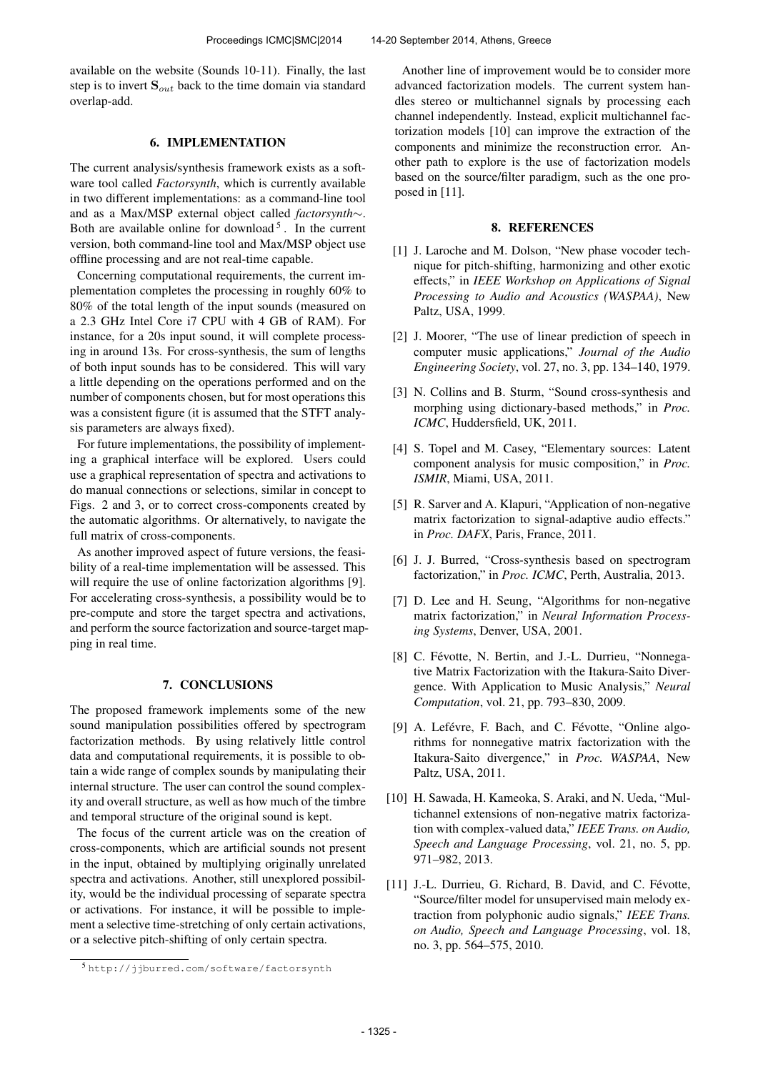available on the website (Sounds 10-11). Finally, the last step is to invert $\mathbf{S}_{out}$ back to the time domain via standard overlap-add.

## 6. IMPLEMENTATION

The current analysis/synthesis framework exists as a software tool called *Factorsynth*, which is currently available in two different implementations: as a command-line tool and as a Max/MSP external object called *factorsynth∼*. Both are available online for download [5]. In the current version, both command-line tool and Max/MSP object use offline processing and are not real-time capable.

Concerning computational requirements, the current implementation completes the processing in roughly 60% to 80% of the total length of the input sounds (measured on a 2.3 GHz Intel Core i7 CPU with 4 GB of RAM). For instance, for a 20s input sound, it will complete processing in around 13s. For cross-synthesis, the sum of lengths of both input sounds has to be considered. This will vary a little depending on the operations performed and on the number of components chosen, but for most operations this was a consistent figure (it is assumed that the STFT analysis parameters are always fixed).

For future implementations, the possibility of implementing a graphical interface will be explored. Users could use a graphical representation of spectra and activations to do manual connections or selections, similar in concept to Figs. 2 and 3, or to correct cross-components created by the automatic algorithms. Or alternatively, to navigate the full matrix of cross-components.

As another improved aspect of future versions, the feasibility of a real-time implementation will be assessed. This will require the use of online factorization algorithms [9]. For accelerating cross-synthesis, a possibility would be to pre-compute and store the target spectra and activations, and perform the source factorization and source-target mapping in real time.

## 7. CONCLUSIONS

The proposed framework implements some of the new sound manipulation possibilities offered by spectrogram factorization methods. By using relatively little control data and computational requirements, it is possible to obtain a wide range of complex sounds by manipulating their internal structure. The user can control the sound complexity and overall structure, as well as how much of the timbre and temporal structure of the original sound is kept.

The focus of the current article was on the creation of cross-components, which are artificial sounds not present in the input, obtained by multiplying originally unrelated spectra and activations. Another, still unexplored possibility, would be the individual processing of separate spectra or activations. For instance, it will be possible to implement a selective time-stretching of only certain activations, or a selective pitch-shifting of only certain spectra.

[5] http://jjburred.com/software/factorsynth

Another line of improvement would be to consider more advanced factorization models. The current system handles stereo or multichannel signals by processing each channel independently. Instead, explicit multichannel factorization models [10] can improve the extraction of the components and minimize the reconstruction error. Another path to explore is the use of factorization models based on the source/filter paradigm, such as the one proposed in [11].

## 8. REFERENCES

[1] J. Laroche and M. Dolson, "New phase vocoder technique for pitch-shifting, harmonizing and other exotic effects," in *IEEE Workshop on Applications of Signal Processing to Audio and Acoustics (WASPAA)*, New Paltz, USA, 1999.

[2] J. Moorer, "The use of linear prediction of speech in computer music applications," *Journal of the Audio Engineering Society*, vol. 27, no. 3, pp. 134–140, 1979.

[3] N. Collins and B. Sturm, "Sound cross-synthesis and morphing using dictionary-based methods," in *Proc. ICMC*, Huddersfield, UK, 2011.

[4] S. Topel and M. Casey, "Elementary sources: Latent component analysis for music composition," in *Proc. ISMIR*, Miami, USA, 2011.

[5] R. Sarver and A. Klapuri, "Application of non-negative matrix factorization to signal-adaptive audio effects." in *Proc. DAFX*, Paris, France, 2011.

[6] J. J. Burred, "Cross-synthesis based on spectrogram factorization," in *Proc. ICMC*, Perth, Australia, 2013.

[7] D. Lee and H. Seung, "Algorithms for non-negative matrix factorization," in *Neural Information Processing Systems*, Denver, USA, 2001.

[8] C. Févotte, N. Bertin, and J.-L. Durrieu, "Nonnegative Matrix Factorization with the Itakura-Saito Divergence. With Application to Music Analysis," *Neural Computation*, vol. 21, pp. 793–830, 2009.

[9] A. Lefévre, F. Bach, and C. Févotte, "Online algorithms for nonnegative matrix factorization with the Itakura-Saito divergence," in *Proc. WASPAA*, New Paltz, USA, 2011.

[10] H. Sawada, H. Kameoka, S. Araki, and N. Ueda, "Multichannel extensions of non-negative matrix factorization with complex-valued data," *IEEE Trans. on Audio, Speech and Language Processing*, vol. 21, no. 5, pp. 971–982, 2013.

[11] J.-L. Durrieu, G. Richard, B. David, and C. Févotte, "Source/filter model for unsupervised main melody extraction from polyphonic audio signals," *IEEE Trans. on Audio, Speech and Language Processing*, vol. 18, no. 3, pp. 564–575, 2010.